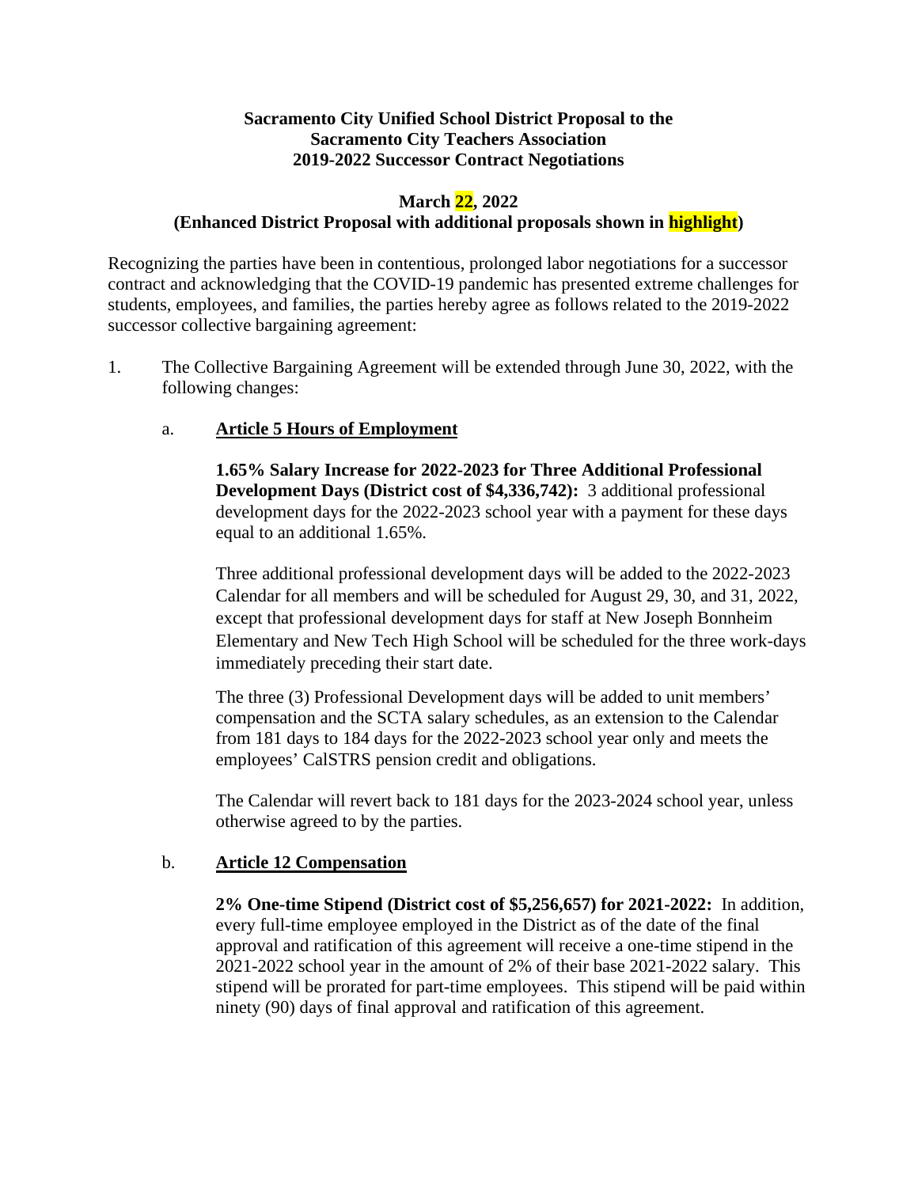**Sacramento City Unified School District Proposal to the Sacramento City Teachers Association 2019-2022 Successor Contract Negotiations**

**March 22, 2022**
**(Enhanced District Proposal with additional proposals shown in highlight)**

Recognizing the parties have been in contentious, prolonged labor negotiations for a successor contract and acknowledging that the COVID-19 pandemic has presented extreme challenges for students, employees, and families, the parties hereby agree as follows related to the 2019-2022 successor collective bargaining agreement:

1. The Collective Bargaining Agreement will be extended through June 30, 2022, with the following changes:

   a. **Article 5 Hours of Employment**

      **1.65% Salary Increase for 2022-2023 for Three Additional Professional Development Days (District cost of $4,336,742):** 3 additional professional development days for the 2022-2023 school year with a payment for these days equal to an additional 1.65%.

      Three additional professional development days will be added to the 2022-2023 Calendar for all members and will be scheduled for August 29, 30, and 31, 2022, except that professional development days for staff at New Joseph Bonnheim Elementary and New Tech High School will be scheduled for the three work-days immediately preceding their start date.

      The three (3) Professional Development days will be added to unit members' compensation and the SCTA salary schedules, as an extension to the Calendar from 181 days to 184 days for the 2022-2023 school year only and meets the employees' CalSTRS pension credit and obligations.

      The Calendar will revert back to 181 days for the 2023-2024 school year, unless otherwise agreed to by the parties.

   b. **Article 12 Compensation**

      **2% One-time Stipend (District cost of $5,256,657) for 2021-2022:** In addition, every full-time employee employed in the District as of the date of the final approval and ratification of this agreement will receive a one-time stipend in the 2021-2022 school year in the amount of 2% of their base 2021-2022 salary. This stipend will be prorated for part-time employees. This stipend will be paid within ninety (90) days of final approval and ratification of this agreement.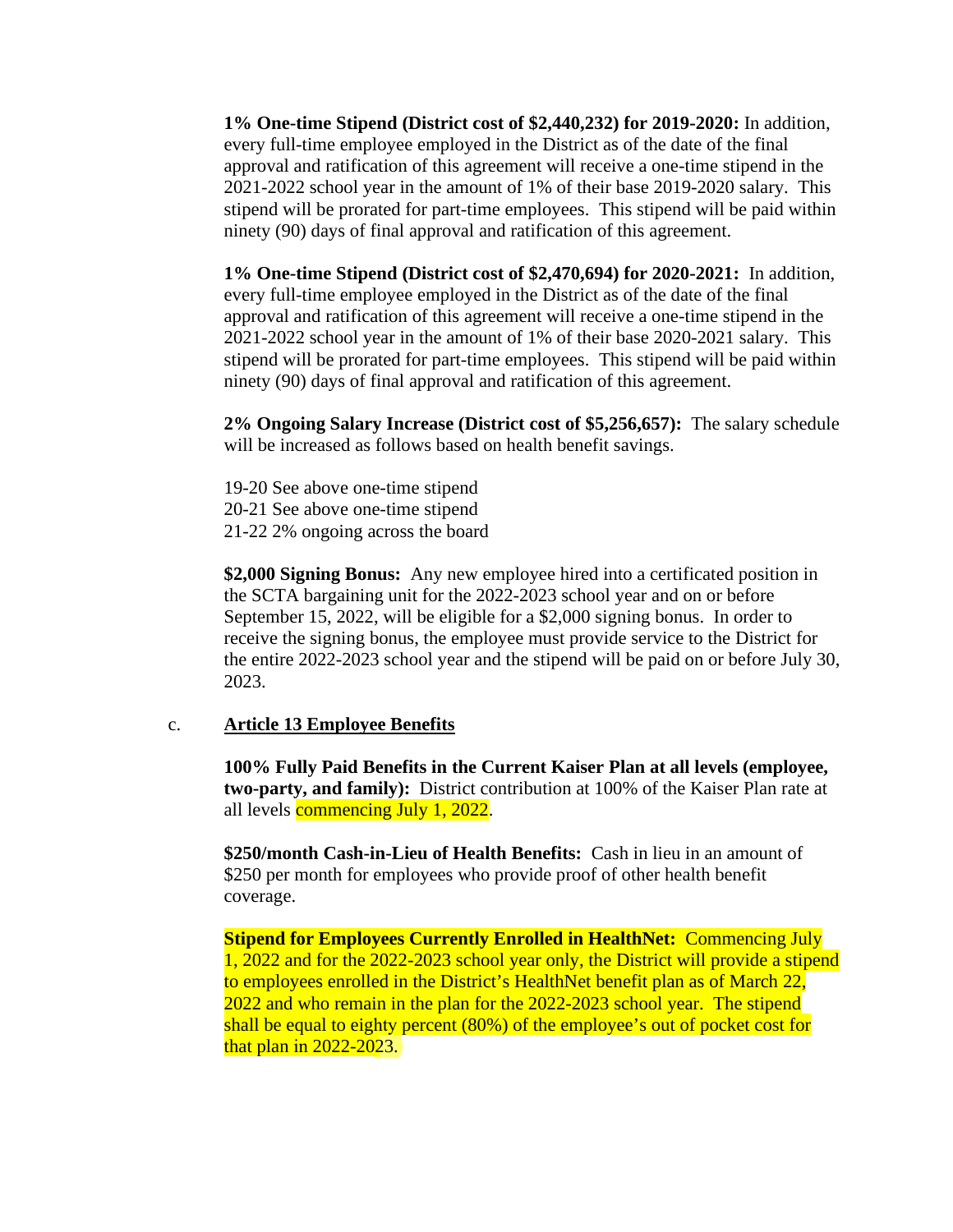**1% One-time Stipend (District cost of $2,440,232) for 2019-2020:** In addition, every full-time employee employed in the District as of the date of the final approval and ratification of this agreement will receive a one-time stipend in the 2021-2022 school year in the amount of 1% of their base 2019-2020 salary. This stipend will be prorated for part-time employees. This stipend will be paid within ninety (90) days of final approval and ratification of this agreement.

**1% One-time Stipend (District cost of $2,470,694) for 2020-2021:** In addition, every full-time employee employed in the District as of the date of the final approval and ratification of this agreement will receive a one-time stipend in the 2021-2022 school year in the amount of 1% of their base 2020-2021 salary. This stipend will be prorated for part-time employees. This stipend will be paid within ninety (90) days of final approval and ratification of this agreement.

**2% Ongoing Salary Increase (District cost of $5,256,657):** The salary schedule will be increased as follows based on health benefit savings.

19-20 See above one-time stipend
20-21 See above one-time stipend
21-22 2% ongoing across the board

**$2,000 Signing Bonus:** Any new employee hired into a certificated position in the SCTA bargaining unit for the 2022-2023 school year and on or before September 15, 2022, will be eligible for a $2,000 signing bonus. In order to receive the signing bonus, the employee must provide service to the District for the entire 2022-2023 school year and the stipend will be paid on or before July 30, 2023.

c. **Article 13 Employee Benefits**

**100% Fully Paid Benefits in the Current Kaiser Plan at all levels (employee, two-party, and family):** District contribution at 100% of the Kaiser Plan rate at all levels commencing July 1, 2022.

**$250/month Cash-in-Lieu of Health Benefits:** Cash in lieu in an amount of $250 per month for employees who provide proof of other health benefit coverage.

**Stipend for Employees Currently Enrolled in HealthNet:** Commencing July 1, 2022 and for the 2022-2023 school year only, the District will provide a stipend to employees enrolled in the District's HealthNet benefit plan as of March 22, 2022 and who remain in the plan for the 2022-2023 school year. The stipend shall be equal to eighty percent (80%) of the employee's out of pocket cost for that plan in 2022-2023.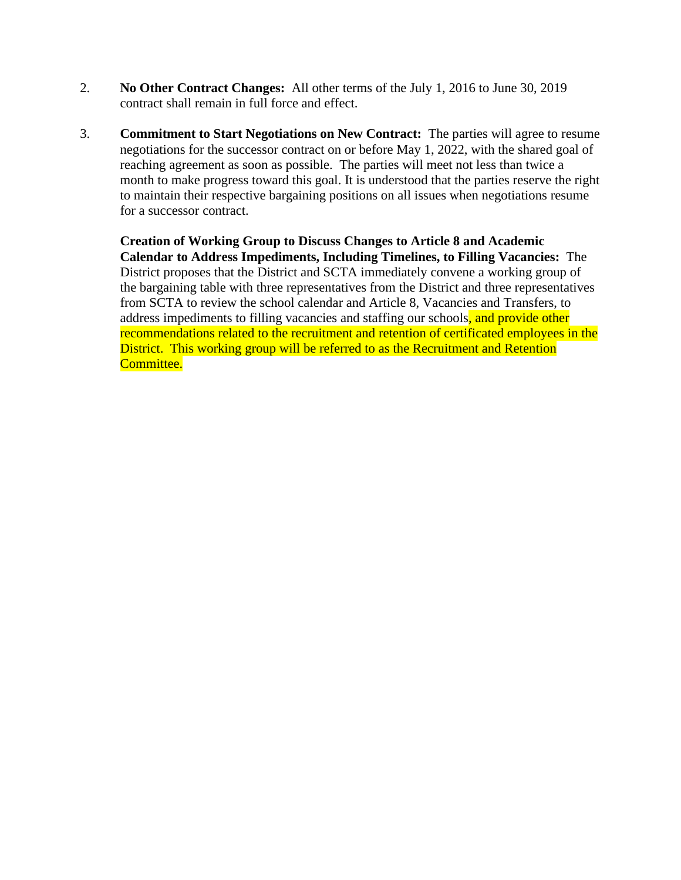2. **No Other Contract Changes:** All other terms of the July 1, 2016 to June 30, 2019 contract shall remain in full force and effect.

3. **Commitment to Start Negotiations on New Contract:** The parties will agree to resume negotiations for the successor contract on or before May 1, 2022, with the shared goal of reaching agreement as soon as possible. The parties will meet not less than twice a month to make progress toward this goal. It is understood that the parties reserve the right to maintain their respective bargaining positions on all issues when negotiations resume for a successor contract.

   **Creation of Working Group to Discuss Changes to Article 8 and Academic Calendar to Address Impediments, Including Timelines, to Filling Vacancies:** The District proposes that the District and SCTA immediately convene a working group of the bargaining table with three representatives from the District and three representatives from SCTA to review the school calendar and Article 8, Vacancies and Transfers, to address impediments to filling vacancies and staffing our schools, and provide other recommendations related to the recruitment and retention of certificated employees in the District. This working group will be referred to as the Recruitment and Retention Committee.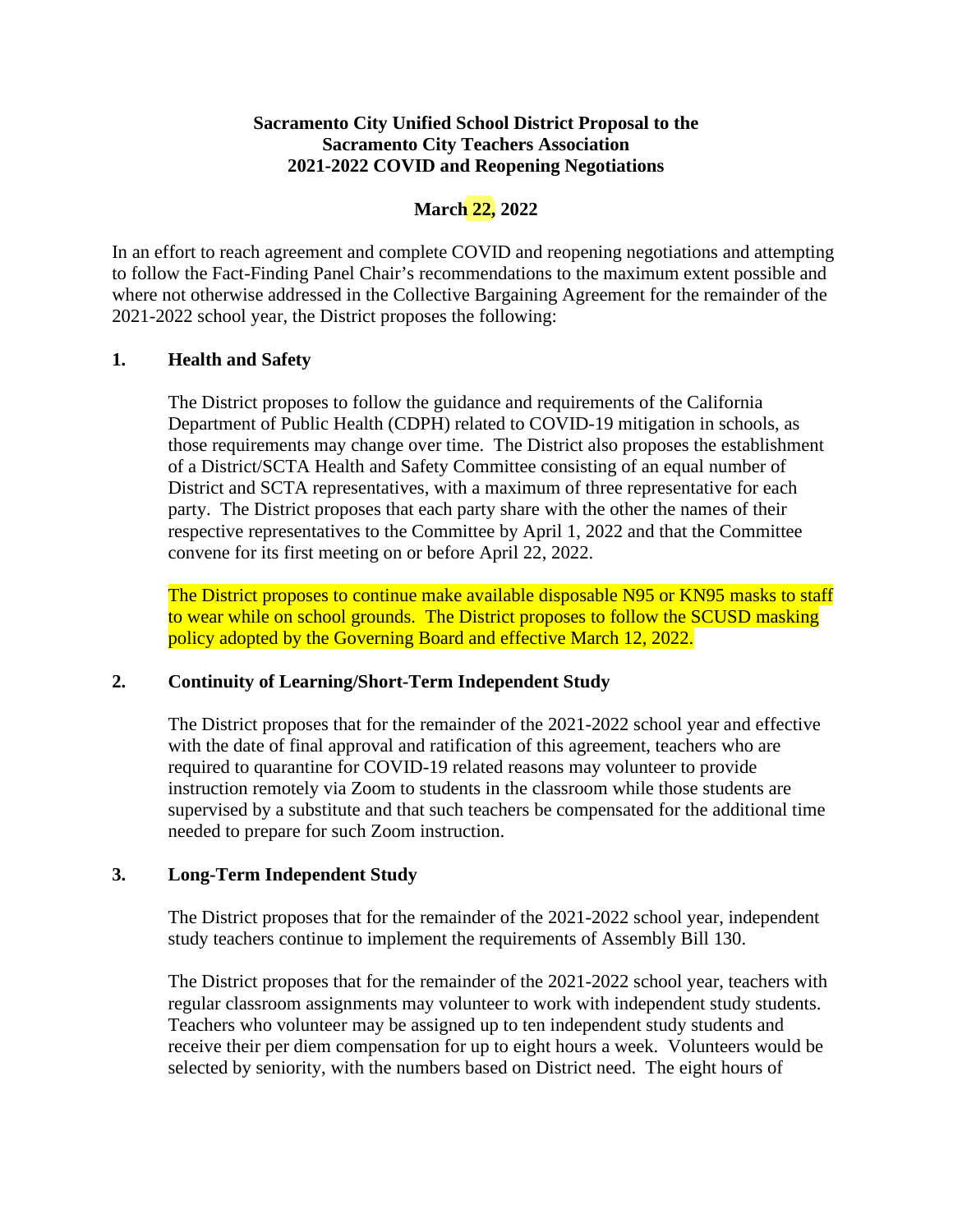**Sacramento City Unified School District Proposal to the Sacramento City Teachers Association 2021-2022 COVID and Reopening Negotiations**

**March 22, 2022**

In an effort to reach agreement and complete COVID and reopening negotiations and attempting to follow the Fact-Finding Panel Chair's recommendations to the maximum extent possible and where not otherwise addressed in the Collective Bargaining Agreement for the remainder of the 2021-2022 school year, the District proposes the following:

## 1. Health and Safety

The District proposes to follow the guidance and requirements of the California Department of Public Health (CDPH) related to COVID-19 mitigation in schools, as those requirements may change over time. The District also proposes the establishment of a District/SCTA Health and Safety Committee consisting of an equal number of District and SCTA representatives, with a maximum of three representative for each party. The District proposes that each party share with the other the names of their respective representatives to the Committee by April 1, 2022 and that the Committee convene for its first meeting on or before April 22, 2022.

The District proposes to continue make available disposable N95 or KN95 masks to staff to wear while on school grounds. The District proposes to follow the SCUSD masking policy adopted by the Governing Board and effective March 12, 2022.

## 2. Continuity of Learning/Short-Term Independent Study

The District proposes that for the remainder of the 2021-2022 school year and effective with the date of final approval and ratification of this agreement, teachers who are required to quarantine for COVID-19 related reasons may volunteer to provide instruction remotely via Zoom to students in the classroom while those students are supervised by a substitute and that such teachers be compensated for the additional time needed to prepare for such Zoom instruction.

## 3. Long-Term Independent Study

The District proposes that for the remainder of the 2021-2022 school year, independent study teachers continue to implement the requirements of Assembly Bill 130.

The District proposes that for the remainder of the 2021-2022 school year, teachers with regular classroom assignments may volunteer to work with independent study students. Teachers who volunteer may be assigned up to ten independent study students and receive their per diem compensation for up to eight hours a week. Volunteers would be selected by seniority, with the numbers based on District need. The eight hours of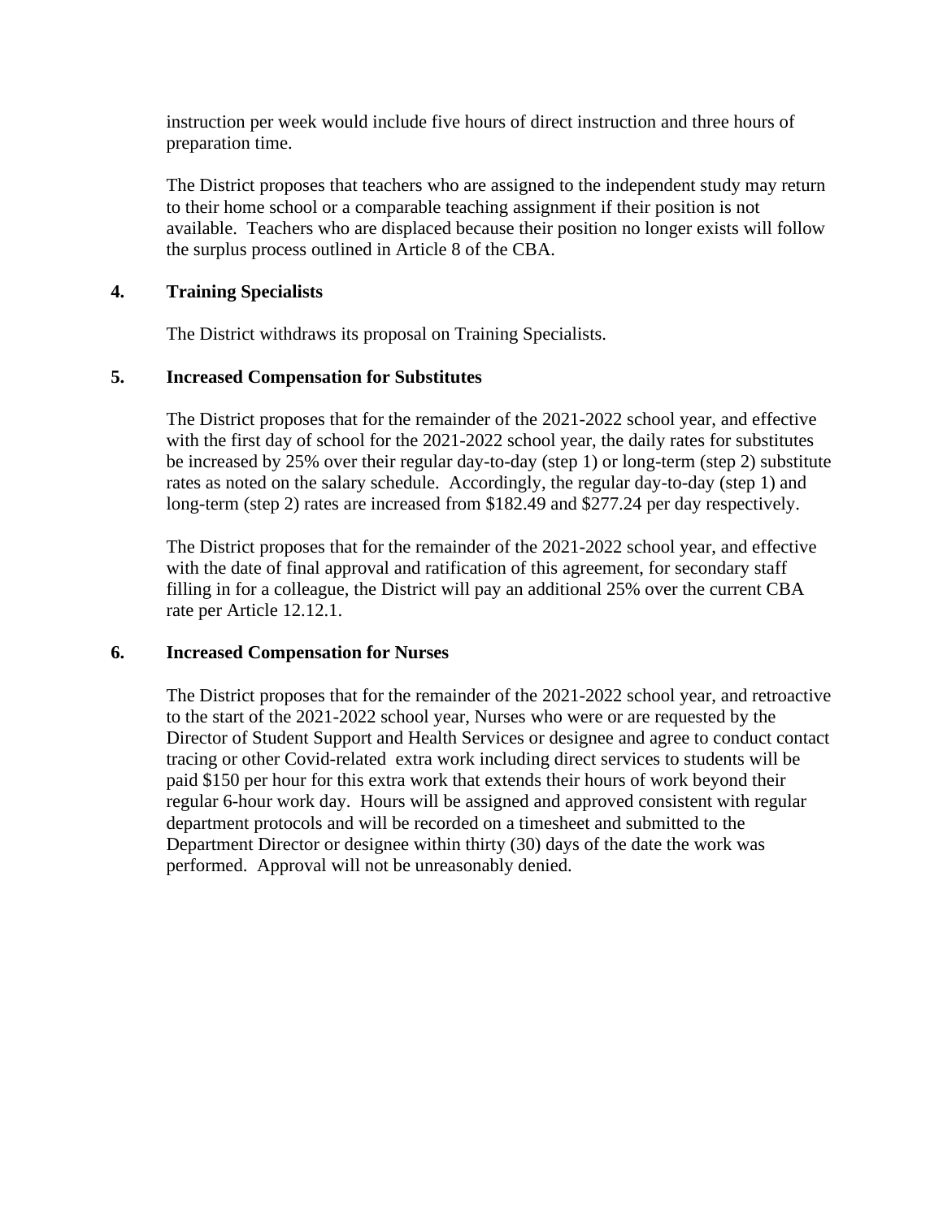instruction per week would include five hours of direct instruction and three hours of preparation time.

The District proposes that teachers who are assigned to the independent study may return to their home school or a comparable teaching assignment if their position is not available. Teachers who are displaced because their position no longer exists will follow the surplus process outlined in Article 8 of the CBA.

**4. Training Specialists**

The District withdraws its proposal on Training Specialists.

**5. Increased Compensation for Substitutes**

The District proposes that for the remainder of the 2021-2022 school year, and effective with the first day of school for the 2021-2022 school year, the daily rates for substitutes be increased by 25% over their regular day-to-day (step 1) or long-term (step 2) substitute rates as noted on the salary schedule. Accordingly, the regular day-to-day (step 1) and long-term (step 2) rates are increased from $182.49 and $277.24 per day respectively.

The District proposes that for the remainder of the 2021-2022 school year, and effective with the date of final approval and ratification of this agreement, for secondary staff filling in for a colleague, the District will pay an additional 25% over the current CBA rate per Article 12.12.1.

**6. Increased Compensation for Nurses**

The District proposes that for the remainder of the 2021-2022 school year, and retroactive to the start of the 2021-2022 school year, Nurses who were or are requested by the Director of Student Support and Health Services or designee and agree to conduct contact tracing or other Covid-related extra work including direct services to students will be paid $150 per hour for this extra work that extends their hours of work beyond their regular 6-hour work day. Hours will be assigned and approved consistent with regular department protocols and will be recorded on a timesheet and submitted to the Department Director or designee within thirty (30) days of the date the work was performed. Approval will not be unreasonably denied.